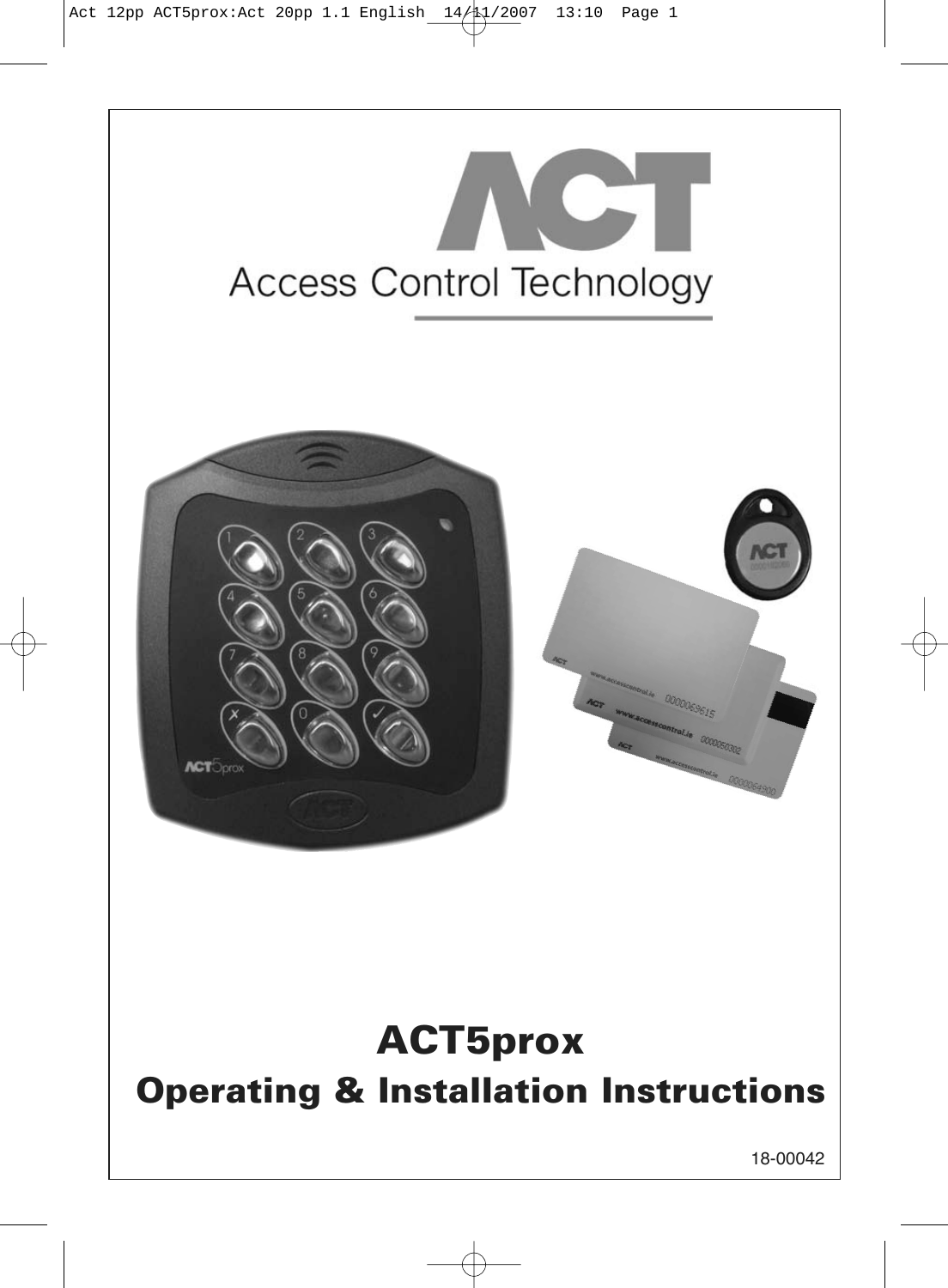ACT

Access Control Technology

# ACT5prox

## Operating & Installation Instructions

18-00042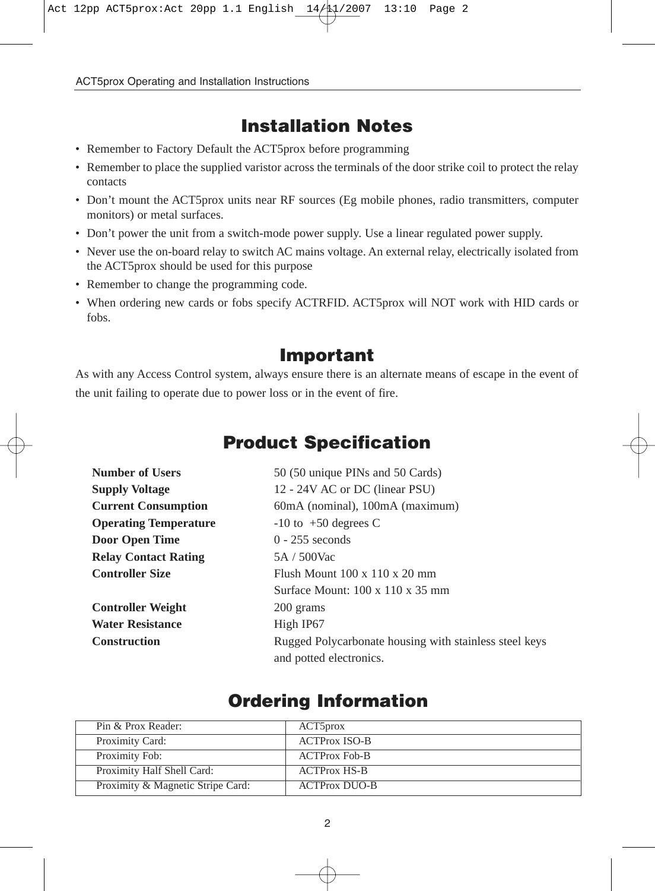## Installation Notes

- Remember to Factory Default the ACT5prox before programming
- Remember to place the supplied varistor across the terminals of the door strike coil to protect the relay contacts
- Don't mount the ACT5prox units near RF sources (Eg mobile phones, radio transmitters, computer monitors) or metal surfaces.
- Don't power the unit from a switch-mode power supply. Use a linear regulated power supply.
- Never use the on-board relay to switch AC mains voltage. An external relay, electrically isolated from the ACT5prox should be used for this purpose
- Remember to change the programming code.
- When ordering new cards or fobs specify ACTRFID. ACT5prox will NOT work with HID cards or fobs.

## Important

As with any Access Control system, always ensure there is an alternate means of escape in the event of the unit failing to operate due to power loss or in the event of fire.

## Product Specification

| | |
|---|---|
| **Number of Users** | 50 (50 unique PINs and 50 Cards) |
| **Supply Voltage** | 12 - 24V AC or DC (linear PSU) |
| **Current Consumption** | 60mA (nominal), 100mA (maximum) |
| **Operating Temperature** | -10 to +50 degrees C |
| **Door Open Time** | 0 - 255 seconds |
| **Relay Contact Rating** | 5A / 500Vac |
| **Controller Size** | Flush Mount 100 x 110 x 20 mm<br>Surface Mount: 100 x 110 x 35 mm |
| **Controller Weight** | 200 grams |
| **Water Resistance** | High IP67 |
| **Construction** | Rugged Polycarbonate housing with stainless steel keys and potted electronics. |

## Ordering Information

| | |
|---|---|
| Pin & Prox Reader: | ACT5prox |
| Proximity Card: | ACTProx ISO-B |
| Proximity Fob: | ACTProx Fob-B |
| Proximity Half Shell Card: | ACTProx HS-B |
| Proximity & Magnetic Stripe Card: | ACTProx DUO-B |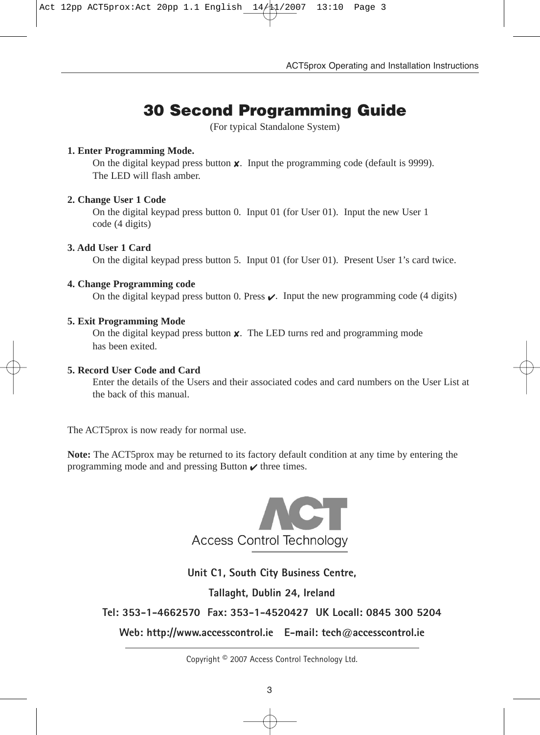# 30 Second Programming Guide

(For typical Standalone System)

**1. Enter Programming Mode.**

On the digital keypad press button ✘. Input the programming code (default is 9999). The LED will flash amber.

**2. Change User 1 Code**

On the digital keypad press button 0. Input 01 (for User 01). Input the new User 1 code (4 digits)

**3. Add User 1 Card**

On the digital keypad press button 5. Input 01 (for User 01). Present User 1's card twice.

**4. Change Programming code**

On the digital keypad press button 0. Press ✔. Input the new programming code (4 digits)

**5. Exit Programming Mode**

On the digital keypad press button ✘. The LED turns red and programming mode has been exited.

**5. Record User Code and Card**

Enter the details of the Users and their associated codes and card numbers on the User List at the back of this manual.

The ACT5prox is now ready for normal use.

**Note:** The ACT5prox may be returned to its factory default condition at any time by entering the programming mode and and pressing Button ✔ three times.

ACT
Access Control Technology

**Unit C1, South City Business Centre,**

**Tallaght, Dublin 24, Ireland**

**Tel: 353-1-4662570 Fax: 353-1-4520427 UK Locall: 0845 300 5204**

**Web: http://www.accesscontrol.ie E-mail: tech@accesscontrol.ie**

Copyright © 2007 Access Control Technology Ltd.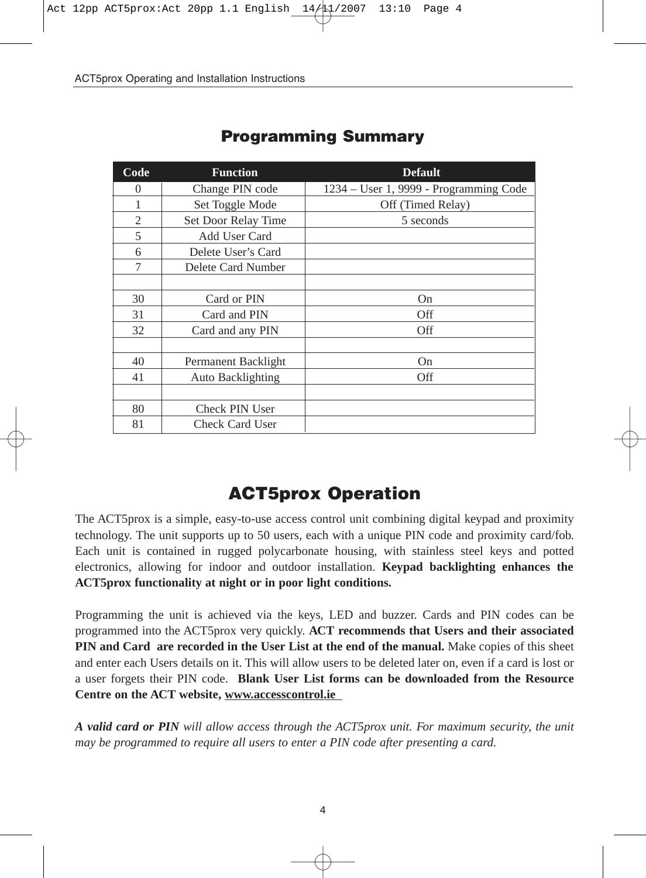## Programming Summary

| Code | Function | Default |
|---|---|---|
| 0 | Change PIN code | 1234 – User 1, 9999 - Programming Code |
| 1 | Set Toggle Mode | Off (Timed Relay) |
| 2 | Set Door Relay Time | 5 seconds |
| 5 | Add User Card | |
| 6 | Delete User's Card | |
| 7 | Delete Card Number | |
| | | |
| 30 | Card or PIN | On |
| 31 | Card and PIN | Off |
| 32 | Card and any PIN | Off |
| | | |
| 40 | Permanent Backlight | On |
| 41 | Auto Backlighting | Off |
| | | |
| 80 | Check PIN User | |
| 81 | Check Card User | |

## ACT5prox Operation

The ACT5prox is a simple, easy-to-use access control unit combining digital keypad and proximity technology. The unit supports up to 50 users, each with a unique PIN code and proximity card/fob. Each unit is contained in rugged polycarbonate housing, with stainless steel keys and potted electronics, allowing for indoor and outdoor installation. **Keypad backlighting enhances the ACT5prox functionality at night or in poor light conditions.**

Programming the unit is achieved via the keys, LED and buzzer. Cards and PIN codes can be programmed into the ACT5prox very quickly. **ACT recommends that Users and their associated PIN and Card are recorded in the User List at the end of the manual.** Make copies of this sheet and enter each Users details on it. This will allow users to be deleted later on, even if a card is lost or a user forgets their PIN code. **Blank User List forms can be downloaded from the Resource Centre on the ACT website, www.accesscontrol.ie**

***A valid card or PIN*** *will allow access through the ACT5prox unit. For maximum security, the unit may be programmed to require all users to enter a PIN code after presenting a card.*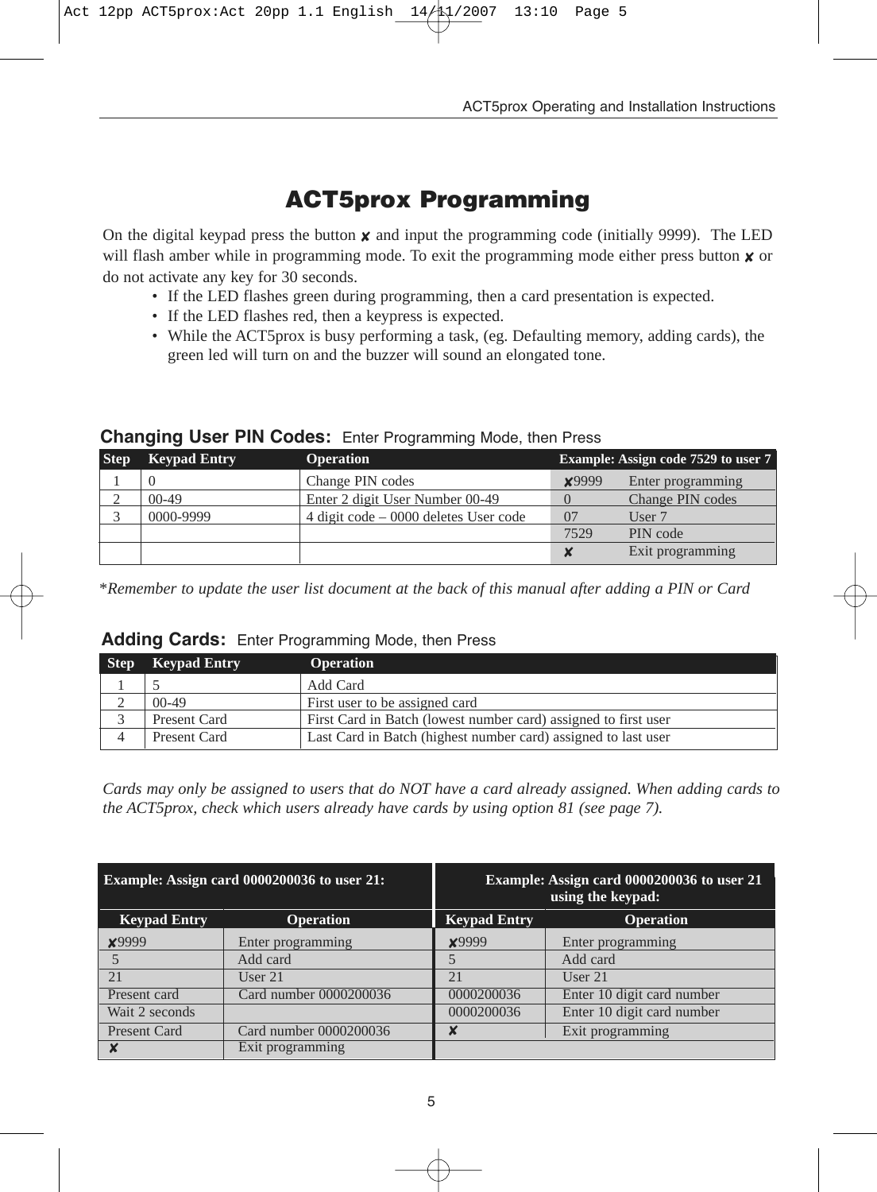# ACT5prox Programming

On the digital keypad press the button ✘ and input the programming code (initially 9999). The LED will flash amber while in programming mode. To exit the programming mode either press button ✘ or do not activate any key for 30 seconds.

- If the LED flashes green during programming, then a card presentation is expected.
- If the LED flashes red, then a keypress is expected.
- While the ACT5prox is busy performing a task, (eg. Defaulting memory, adding cards), the green led will turn on and the buzzer will sound an elongated tone.

## Changing User PIN Codes: Enter Programming Mode, then Press

| Step | Keypad Entry | Operation | Example: Assign code 7529 to user 7 | |
|---|---|---|---|---|
| 1 | 0 | Change PIN codes | ✘9999 | Enter programming |
| 2 | 00-49 | Enter 2 digit User Number 00-49 | 0 | Change PIN codes |
| 3 | 0000-9999 | 4 digit code – 0000 deletes User code | 07 | User 7 |
| | | | 7529 | PIN code |
| | | | ✘ | Exit programming |

**Remember to update the user list document at the back of this manual after adding a PIN or Card*

## Adding Cards: Enter Programming Mode, then Press

| Step | Keypad Entry | Operation |
|---|---|---|
| 1 | 5 | Add Card |
| 2 | 00-49 | First user to be assigned card |
| 3 | Present Card | First Card in Batch (lowest number card) assigned to first user |
| 4 | Present Card | Last Card in Batch (highest number card) assigned to last user |

*Cards may only be assigned to users that do NOT have a card already assigned. When adding cards to the ACT5prox, check which users already have cards by using option 81 (see page 7).*

| Example: Assign card 0000200036 to user 21: | | Example: Assign card 0000200036 to user 21 using the keypad: | |
|---|---|---|---|
| **Keypad Entry** | **Operation** | **Keypad Entry** | **Operation** |
| ✘9999 | Enter programming | ✘9999 | Enter programming |
| 5 | Add card | 5 | Add card |
| 21 | User 21 | 21 | User 21 |
| Present card | Card number 0000200036 | 0000200036 | Enter 10 digit card number |
| Wait 2 seconds | | 0000200036 | Enter 10 digit card number |
| Present Card | Card number 0000200036 | ✘ | Exit programming |
| ✘ | Exit programming | | |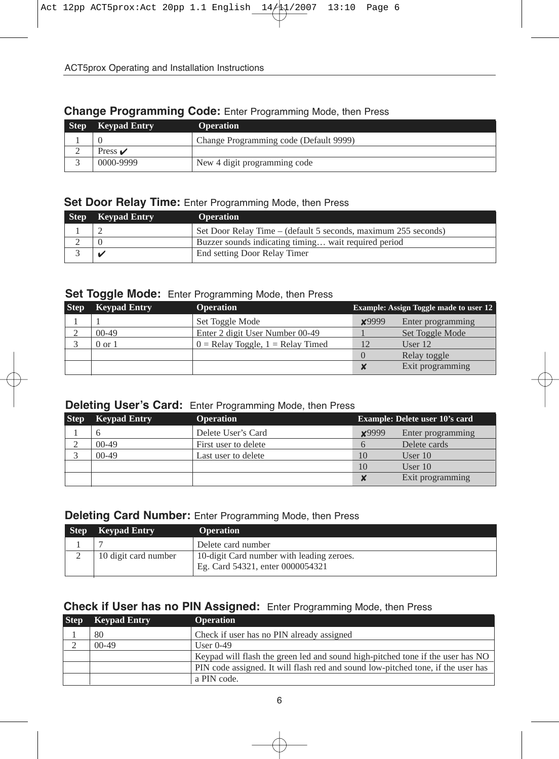## Change Programming Code: Enter Programming Mode, then Press

| Step | Keypad Entry | Operation |
|---|---|---|
| 1 | 0 | Change Programming code (Default 9999) |
| 2 | Press ✔ | |
| 3 | 0000-9999 | New 4 digit programming code |

## Set Door Relay Time: Enter Programming Mode, then Press

| Step | Keypad Entry | Operation |
|---|---|---|
| 1 | 2 | Set Door Relay Time – (default 5 seconds, maximum 255 seconds) |
| 2 | 0 | Buzzer sounds indicating timing… wait required period |
| 3 | ✔ | End setting Door Relay Timer |

## Set Toggle Mode: Enter Programming Mode, then Press

| Step | Keypad Entry | Operation | Example: Assign Toggle made to user 12 | |
|---|---|---|---|---|
| 1 | 1 | Set Toggle Mode | ✘9999 | Enter programming |
| 2 | 00-49 | Enter 2 digit User Number 00-49 | 1 | Set Toggle Mode |
| 3 | 0 or 1 | 0 = Relay Toggle, 1 = Relay Timed | 12 | User 12 |
| | | | 0 | Relay toggle |
| | | | ✘ | Exit programming |

## Deleting User's Card: Enter Programming Mode, then Press

| Step | Keypad Entry | Operation | Example: Delete user 10's card | |
|---|---|---|---|---|
| 1 | 6 | Delete User's Card | ✘9999 | Enter programming |
| 2 | 00-49 | First user to delete | 6 | Delete cards |
| 3 | 00-49 | Last user to delete | 10 | User 10 |
| | | | 10 | User 10 |
| | | | ✘ | Exit programming |

## Deleting Card Number: Enter Programming Mode, then Press

| Step | Keypad Entry | Operation |
|---|---|---|
| 1 | 7 | Delete card number |
| 2 | 10 digit card number | 10-digit Card number with leading zeroes. Eg. Card 54321, enter 0000054321 |

## Check if User has no PIN Assigned: Enter Programming Mode, then Press

| Step | Keypad Entry | Operation |
|---|---|---|
| 1 | 80 | Check if user has no PIN already assigned |
| 2 | 00-49 | User 0-49 |
| | | Keypad will flash the green led and sound high-pitched tone if the user has NO |
| | | PIN code assigned. It will flash red and sound low-pitched tone, if the user has |
| | | a PIN code. |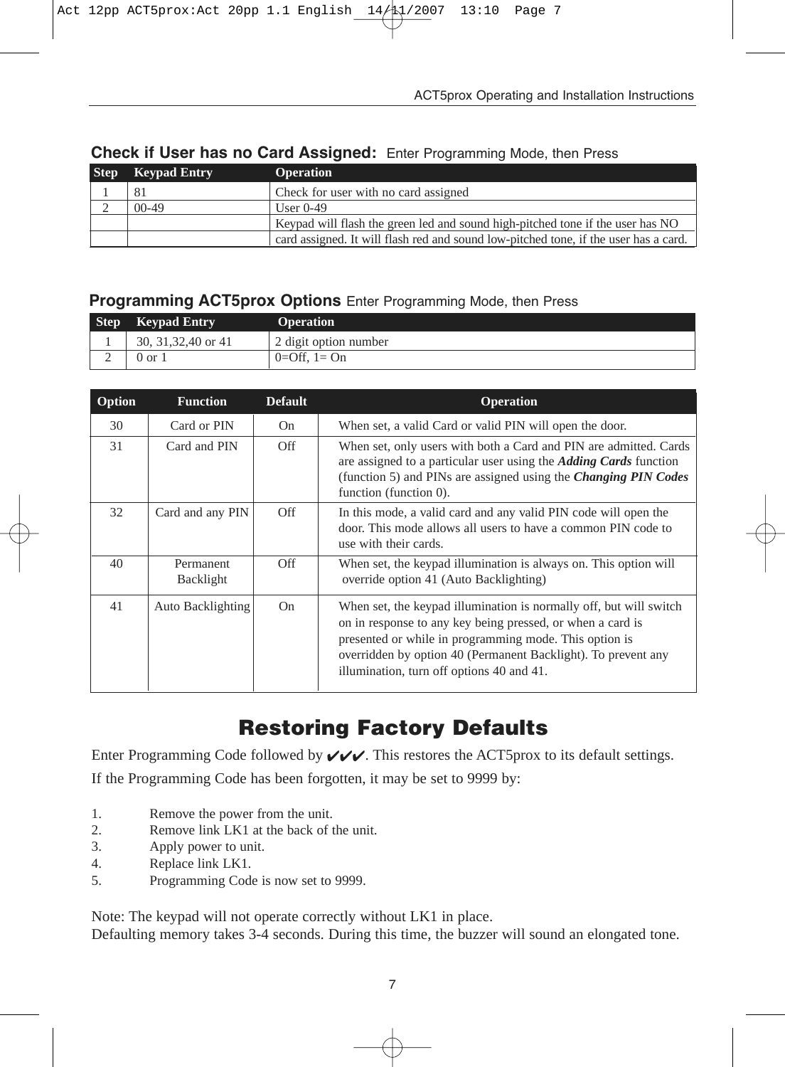### Check if User has no Card Assigned: Enter Programming Mode, then Press

| Step | Keypad Entry | Operation |
|---|---|---|
| 1 | 81 | Check for user with no card assigned |
| 2 | 00-49 | User 0-49 |
| | | Keypad will flash the green led and sound high-pitched tone if the user has NO card assigned. It will flash red and sound low-pitched tone, if the user has a card. |

### Programming ACT5prox Options Enter Programming Mode, then Press

| Step | Keypad Entry | Operation |
|---|---|---|
| 1 | 30, 31,32,40 or 41 | 2 digit option number |
| 2 | 0 or 1 | 0=Off, 1= On |

| Option | Function | Default | Operation |
|---|---|---|---|
| 30 | Card or PIN | On | When set, a valid Card or valid PIN will open the door. |
| 31 | Card and PIN | Off | When set, only users with both a Card and PIN are admitted. Cards are assigned to a particular user using the ***Adding Cards*** function (function 5) and PINs are assigned using the ***Changing PIN Codes*** function (function 0). |
| 32 | Card and any PIN | Off | In this mode, a valid card and any valid PIN code will open the door. This mode allows all users to have a common PIN code to use with their cards. |
| 40 | Permanent Backlight | Off | When set, the keypad illumination is always on. This option will override option 41 (Auto Backlighting) |
| 41 | Auto Backlighting | On | When set, the keypad illumination is normally off, but will switch on in response to any key being pressed, or when a card is presented or while in programming mode. This option is overridden by option 40 (Permanent Backlight). To prevent any illumination, turn off options 40 and 41. |

## Restoring Factory Defaults

Enter Programming Code followed by ✔✔✔. This restores the ACT5prox to its default settings.

If the Programming Code has been forgotten, it may be set to 9999 by:

1. Remove the power from the unit.
2. Remove link LK1 at the back of the unit.
3. Apply power to unit.
4. Replace link LK1.
5. Programming Code is now set to 9999.

Note: The keypad will not operate correctly without LK1 in place.
Defaulting memory takes 3-4 seconds. During this time, the buzzer will sound an elongated tone.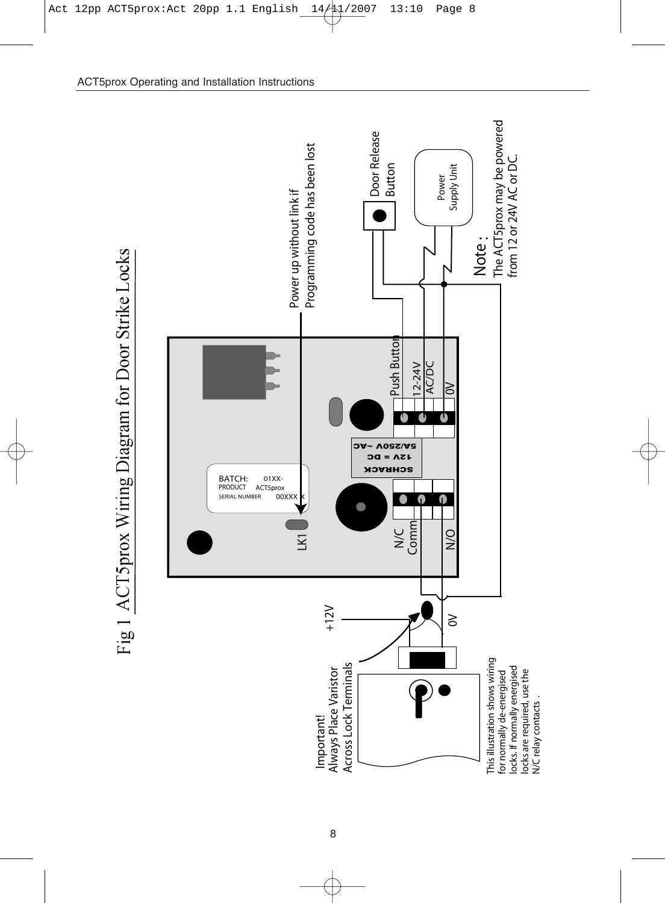# Fig 1 ACT5prox Wiring Diagram for Door Strike Locks

Power up without link if Programming code has been lost

Door Release Button

Power Supply Unit

**Note :** The ACT5prox may be powered from 12 or 24V AC or DC.

BATCH: 01XX-
PRODUCT ACT5prox
SERIAL NUMBER 00XXX X

LK1

SCHRACK
12V = DC
5A/250V ~AC

Push Button
12-24V AC/DC
0V

N/C
Comm
N/O

+12V

0V

Important!
Always Place Varistor Across Lock Terminals

This illustration shows wiring for normally de-energised locks. If normally energised locks are required, use the N/C relay contacts .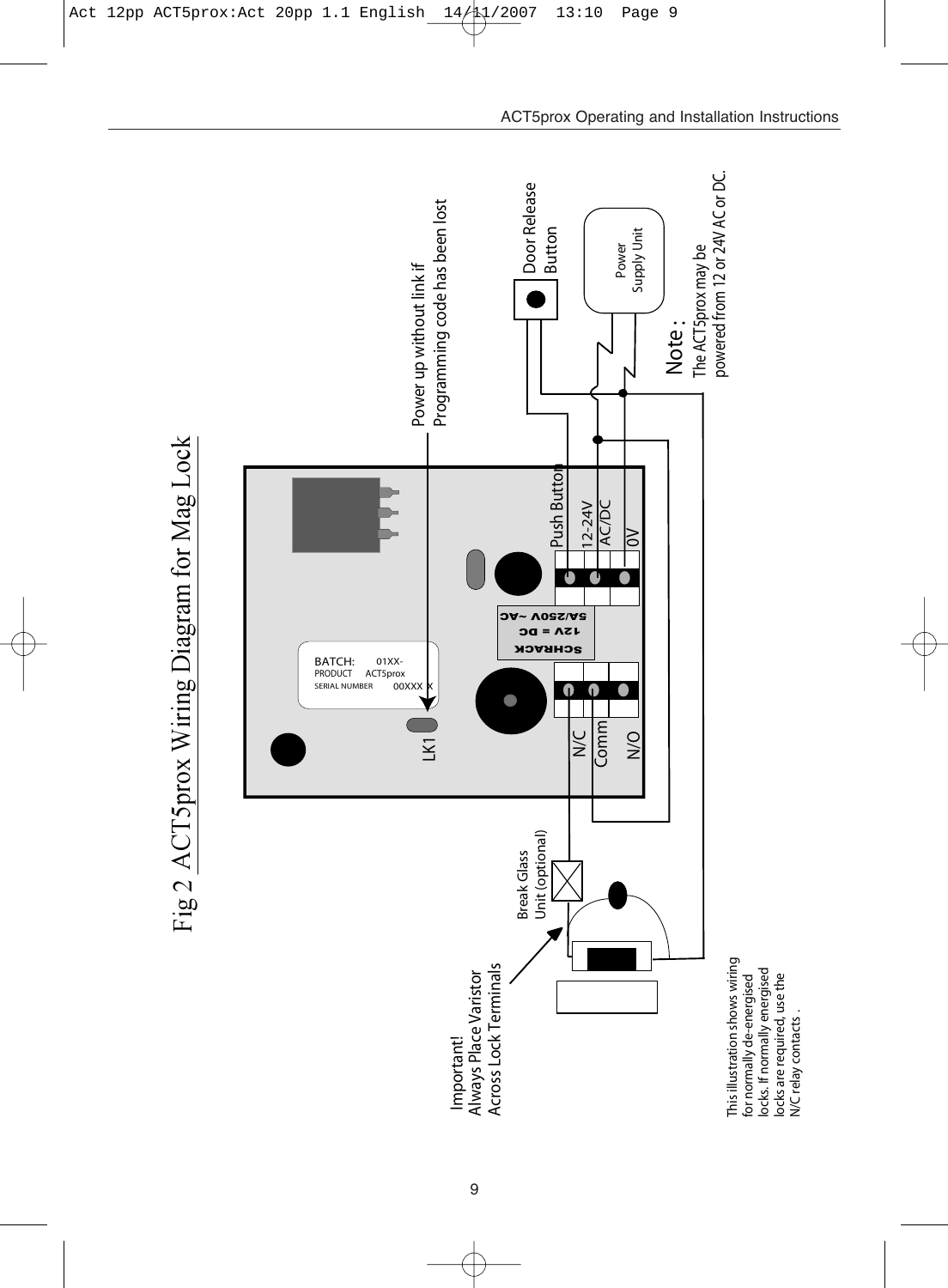# Fig 2 ACT5prox Wiring Diagram for Mag Lock

Power up without link if Programming code has been lost

Door Release Button

Power Supply Unit

**Note :**
The ACT5prox may be powered from 12 or 24V AC or DC.

BATCH: 01XX-
PRODUCT ACT5prox
SERIAL NUMBER 00XXX X

LK1

SCHRACK
12V = DC
5A/250V ~AC

Push Button
12-24V AC/DC
0V

N/C
Comm
N/O

Break Glass Unit (optional)

Important!
Always Place Varistor Across Lock Terminals

This illustration shows wiring for normally de-energised locks. If normally energised locks are required, use the N/C relay contacts .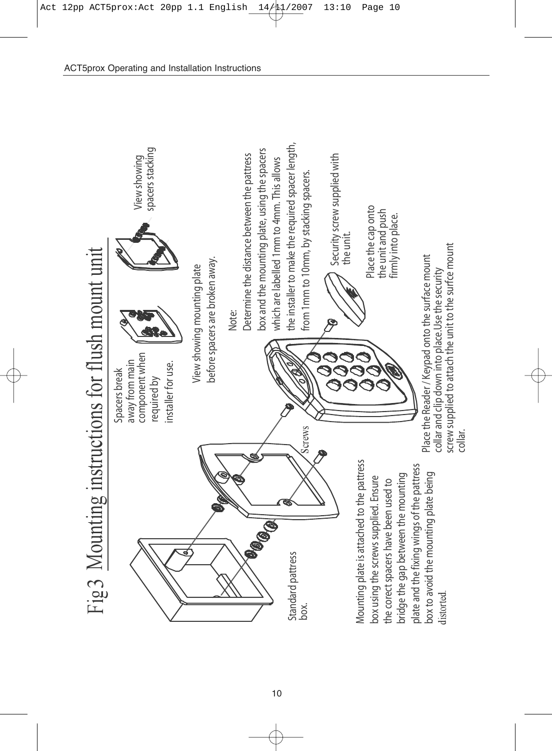# Fig 3 Mounting instructions for flush mount unit

Spacers break away from main component when required by installer for use.

View showing mounting plate before spacers are broken away.

View showing spacers stacking

Note:
Determine the distance between the pattress box and the mounting plate, using the spacers which are labelled 1mm to 4mm. This allows the installer to make the required spacer length, from 1mm to 10mm, by stacking spacers.

Security screw supplied with the unit.

Place the cap onto the unit and push firmly into place.

Standard pattress box.

Screws

Mounting plate is attached to the pattress box using the screws supplied. Ensure the corect spacers have been used to bridge the gap between the mounting plate and the fixing wings of the pattress box to avoid the mounting plate being distorted.

Place the Reader / Keypad onto the surface mount collar and clip down into place.Use the security screw supplied to attach the unit to the surfce mount collar.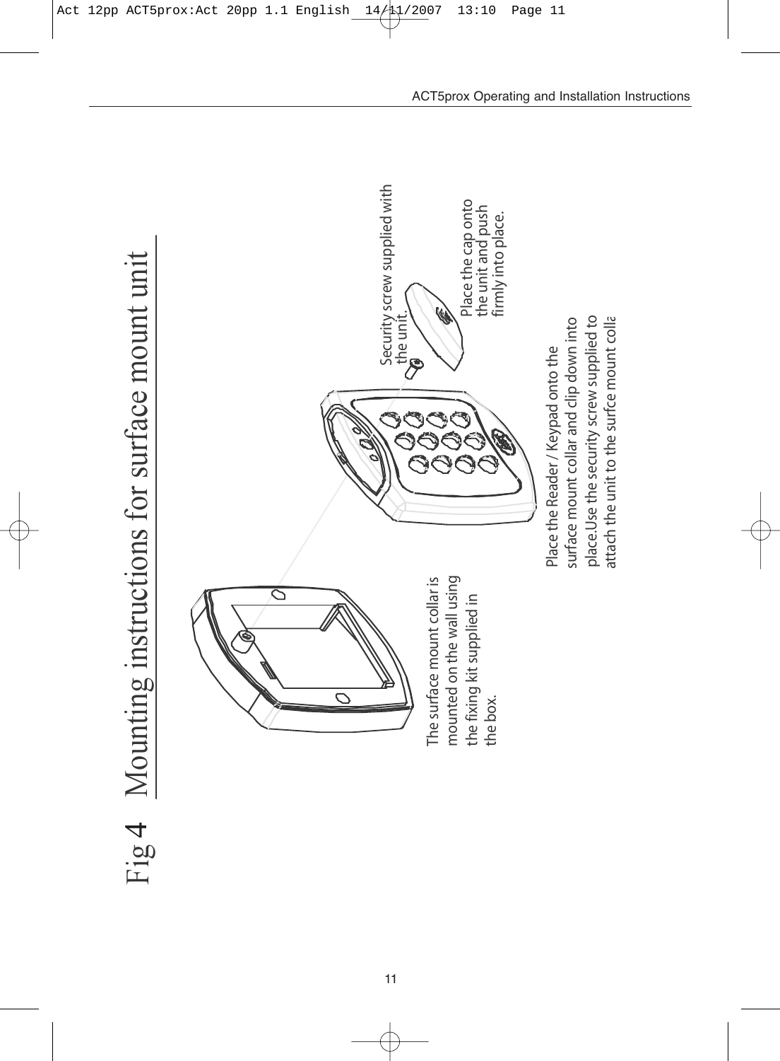# Fig 4 Mounting instructions for surface mount unit

The surface mount collar is mounted on the wall using the fixing kit supplied in the box.

Security screw supplied with the unit.

Place the cap onto the unit and push firmly into place.

Place the Reader / Keypad onto the surface mount collar and clip down into place.Use the security screw supplied to attach the unit to the surfce mount colla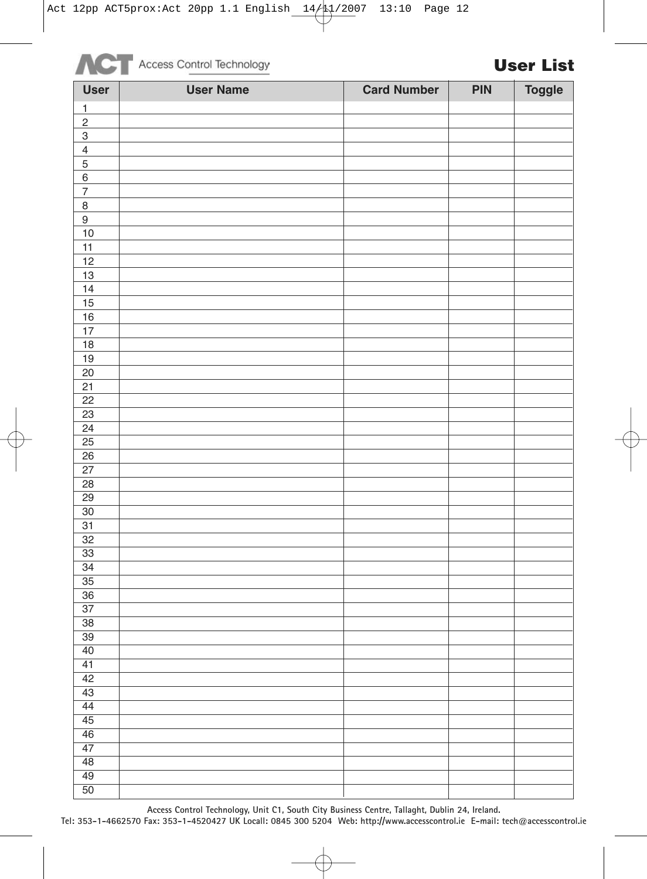ACT Access Control Technology

# User List

| User | User Name | Card Number | PIN | Toggle |
|---|---|---|---|---|
| 1 | | | | |
| 2 | | | | |
| 3 | | | | |
| 4 | | | | |
| 5 | | | | |
| 6 | | | | |
| 7 | | | | |
| 8 | | | | |
| 9 | | | | |
| 10 | | | | |
| 11 | | | | |
| 12 | | | | |
| 13 | | | | |
| 14 | | | | |
| 15 | | | | |
| 16 | | | | |
| 17 | | | | |
| 18 | | | | |
| 19 | | | | |
| 20 | | | | |
| 21 | | | | |
| 22 | | | | |
| 23 | | | | |
| 24 | | | | |
| 25 | | | | |
| 26 | | | | |
| 27 | | | | |
| 28 | | | | |
| 29 | | | | |
| 30 | | | | |
| 31 | | | | |
| 32 | | | | |
| 33 | | | | |
| 34 | | | | |
| 35 | | | | |
| 36 | | | | |
| 37 | | | | |
| 38 | | | | |
| 39 | | | | |
| 40 | | | | |
| 41 | | | | |
| 42 | | | | |
| 43 | | | | |
| 44 | | | | |
| 45 | | | | |
| 46 | | | | |
| 47 | | | | |
| 48 | | | | |
| 49 | | | | |
| 50 | | | | |

Access Control Technology, Unit C1, South City Business Centre, Tallaght, Dublin 24, Ireland.
Tel: 353-1-4662570 Fax: 353-1-4520427 UK Locall: 0845 300 5204 Web: http://www.accesscontrol.ie E-mail: tech@accesscontrol.ie